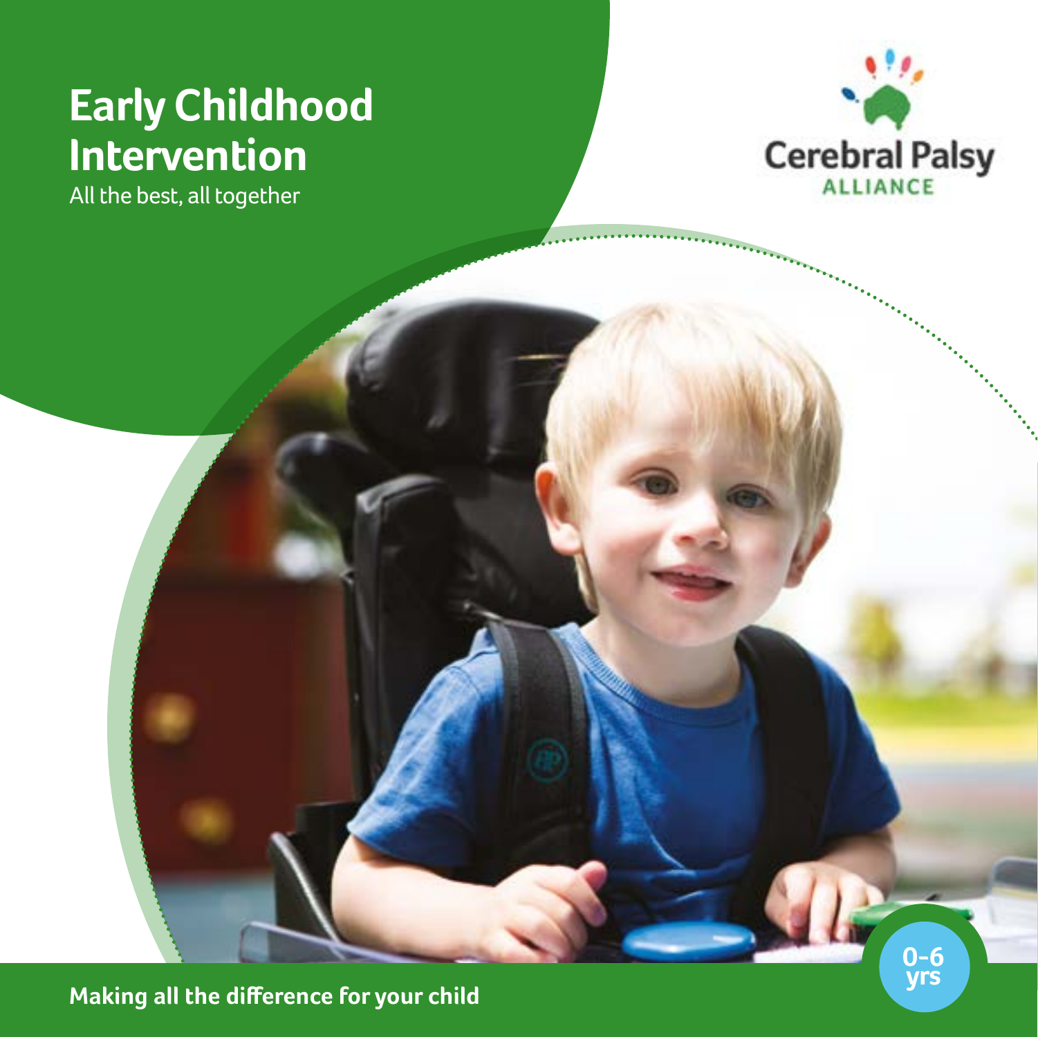# Early Childhood Intervention

All the best, all together

Cerebral Palsy ALLIANCE

0-6 yrs

**Making all the difference for your child**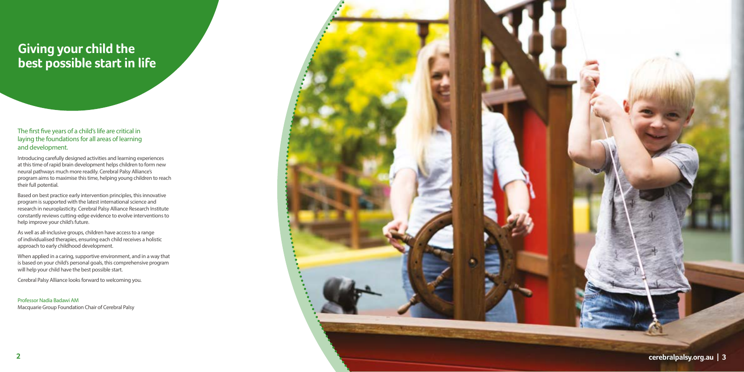# Giving your child the best possible start in life

The first five years of a child's life are critical in laying the foundations for all areas of learning and development.

Introducing carefully designed activities and learning experiences at this time of rapid brain development helps children to form new neural pathways much more readily. Cerebral Palsy Alliance's program aims to maximise this time, helping young children to reach their full potential.

Based on best practice early intervention principles, this innovative program is supported with the latest international science and research in neuroplasticity. Cerebral Palsy Alliance Research Institute constantly reviews cutting-edge evidence to evolve interventions to help improve your child's future.

As well as all-inclusive groups, children have access to a range of individualised therapies, ensuring each child receives a holistic approach to early childhood development.

When applied in a caring, supportive environment, and in a way that is based on your child's personal goals, this comprehensive program will help your child have the best possible start.

Cerebral Palsy Alliance looks forward to welcoming you.

Professor Nadia Badawi AM
Macquarie Group Foundation Chair of Cerebral Palsy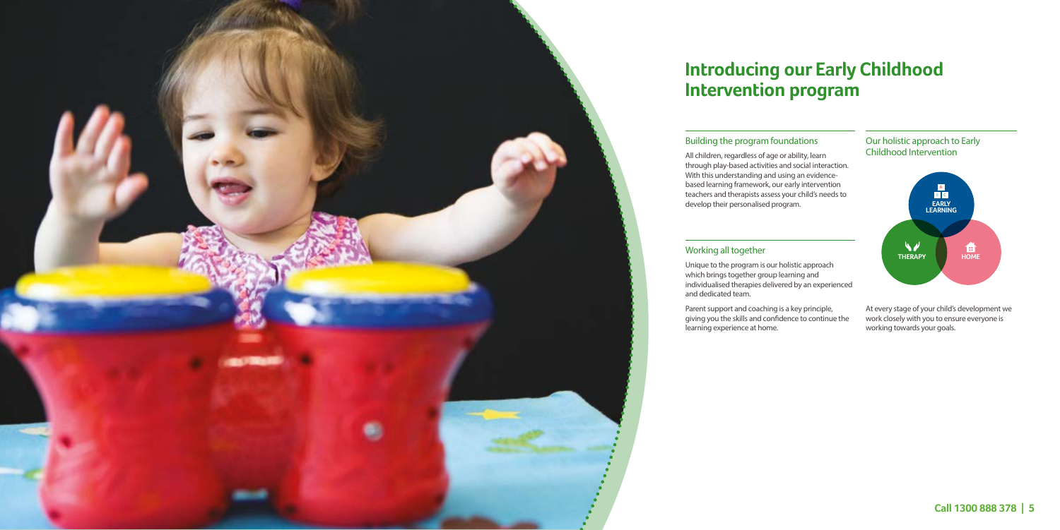# Introducing our Early Childhood Intervention program

## Building the program foundations

All children, regardless of age or ability, learn through play-based activities and social interaction. With this understanding and using an evidence-based learning framework, our early intervention teachers and therapists assess your child's needs to develop their personalised program.

## Working all together

Unique to the program is our holistic approach which brings together group learning and individualised therapies delivered by an experienced and dedicated team.

Parent support and coaching is a key principle, giving you the skills and confidence to continue the learning experience at home.

## Our holistic approach to Early Childhood Intervention

EARLY LEARNING

THERAPY

HOME

At every stage of your child's development we work closely with you to ensure everyone is working towards your goals.

**Call 1300 888 378**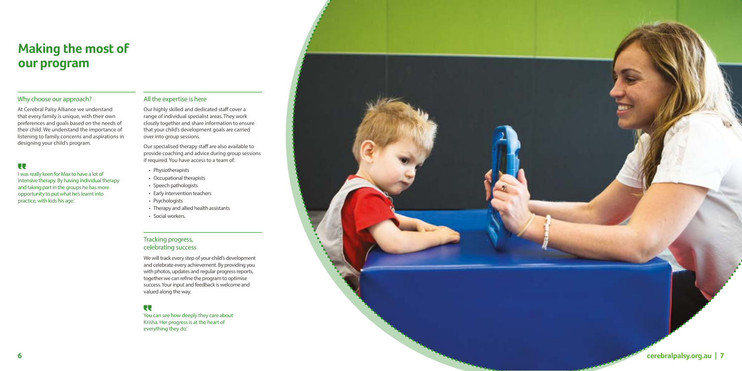# Making the most of our program

## Why choose our approach?

At Cerebral Palsy Alliance we understand that every family is unique, with their own preferences and goals based on the needs of their child. We understand the importance of listening to family concerns and aspirations in designing your child's program.

> I was really keen for Max to have a lot of intensive therapy. By having individual therapy and taking part in the groups he has more opportunity to put what he's learnt into practice, with kids his age.'

## All the expertise is here

Our highly skilled and dedicated staff cover a range of individual specialist areas. They work closely together and share information to ensure that your child's development goals are carried over into group sessions.

Our specialised therapy staff are also available to provide coaching and advice during group sessions if required. You have access to a team of:

- Physiotherapists
- Occupational therapists
- Speech pathologists
- Early intervention teachers
- Psychologists
- Therapy and allied health assistants
- Social workers.

## Tracking progress, celebrating success

We will track every step of your child's development and celebrate every achievement. By providing you with photos, updates and regular progress reports, together we can refine the program to optimise success. Your input and feedback is welcome and valued along the way.

> You can see how deeply they care about Krisha. Her progress is at the heart of everything they do.'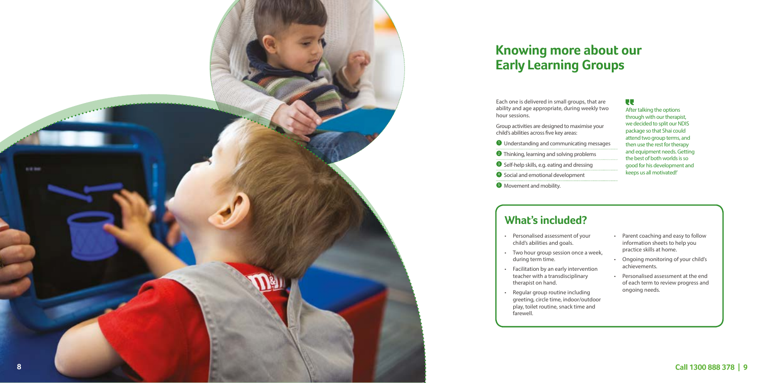# Knowing more about our Early Learning Groups

Each one is delivered in small groups, that are ability and age appropriate, during weekly two hour sessions.

Group activities are designed to maximise your child's abilities across five key areas:

1. Understanding and communicating messages
2. Thinking, learning and solving problems
3. Self-help skills, e.g. eating and dressing
4. Social and emotional development
5. Movement and mobility.

> After talking the options through with our therapist, we decided to split our NDIS package so that Shai could attend two group terms, and then use the rest for therapy and equipment needs. Getting the best of both worlds is so good for his development and keeps us all motivated!'

## What's included?

- Personalised assessment of your child's abilities and goals.
- Two hour group session once a week, during term time.
- Facilitation by an early intervention teacher with a transdisciplinary therapist on hand.
- Regular group routine including greeting, circle time, indoor/outdoor play, toilet routine, snack time and farewell.
- Parent coaching and easy to follow information sheets to help you practice skills at home.
- Ongoing monitoring of your child's achievements.
- Personalised assessment at the end of each term to review progress and ongoing needs.

**Call 1300 888 378**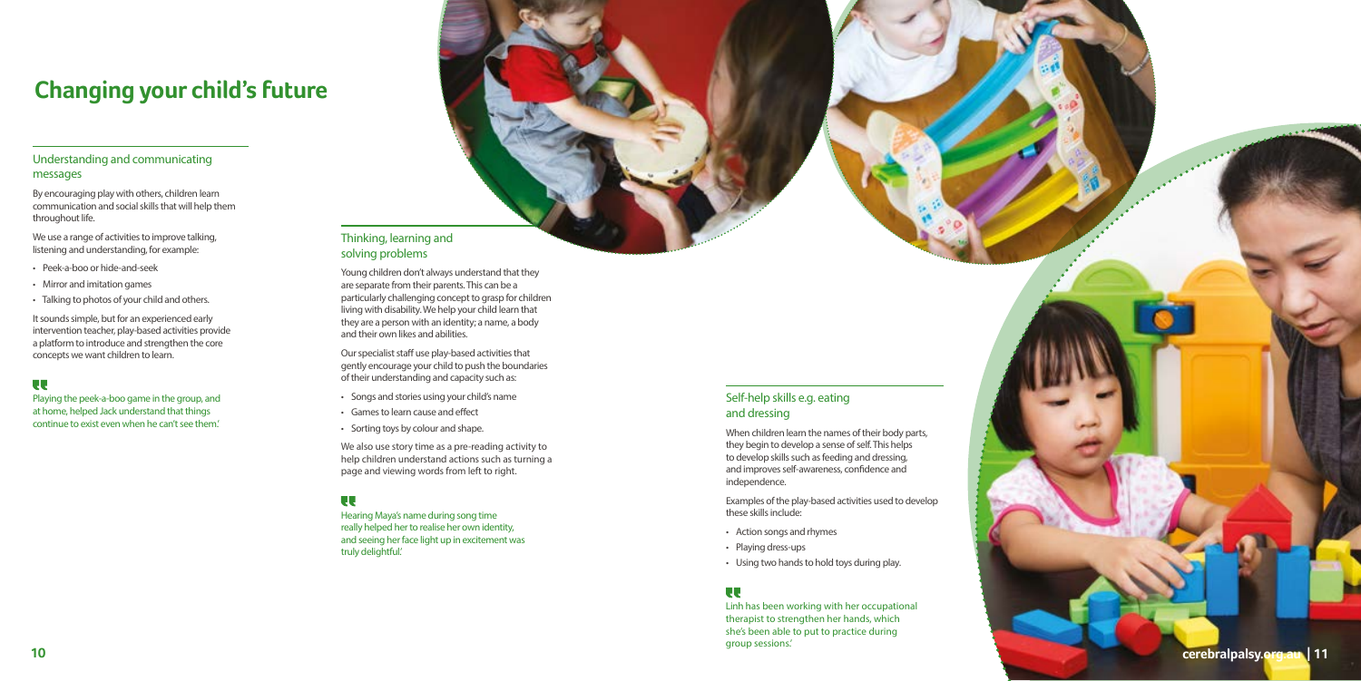# Changing your child's future

## Understanding and communicating messages

By encouraging play with others, children learn communication and social skills that will help them throughout life.

We use a range of activities to improve talking, listening and understanding, for example:

- Peek-a-boo or hide-and-seek
- Mirror and imitation games
- Talking to photos of your child and others.

It sounds simple, but for an experienced early intervention teacher, play-based activities provide a platform to introduce and strengthen the core concepts we want children to learn.

> Playing the peek-a-boo game in the group, and at home, helped Jack understand that things continue to exist even when he can't see them.'

## Thinking, learning and solving problems

Young children don't always understand that they are separate from their parents. This can be a particularly challenging concept to grasp for children living with disability. We help your child learn that they are a person with an identity; a name, a body and their own likes and abilities.

Our specialist staff use play-based activities that gently encourage your child to push the boundaries of their understanding and capacity such as:

- Songs and stories using your child's name
- Games to learn cause and effect
- Sorting toys by colour and shape.

We also use story time as a pre-reading activity to help children understand actions such as turning a page and viewing words from left to right.

> Hearing Maya's name during song time really helped her to realise her own identity, and seeing her face light up in excitement was truly delightful.'

## Self-help skills e.g. eating and dressing

When children learn the names of their body parts, they begin to develop a sense of self. This helps to develop skills such as feeding and dressing, and improves self-awareness, confidence and independence.

Examples of the play-based activities used to develop these skills include:

- Action songs and rhymes
- Playing dress-ups
- Using two hands to hold toys during play.

> Linh has been working with her occupational therapist to strengthen her hands, which she's been able to put to practice during group sessions.'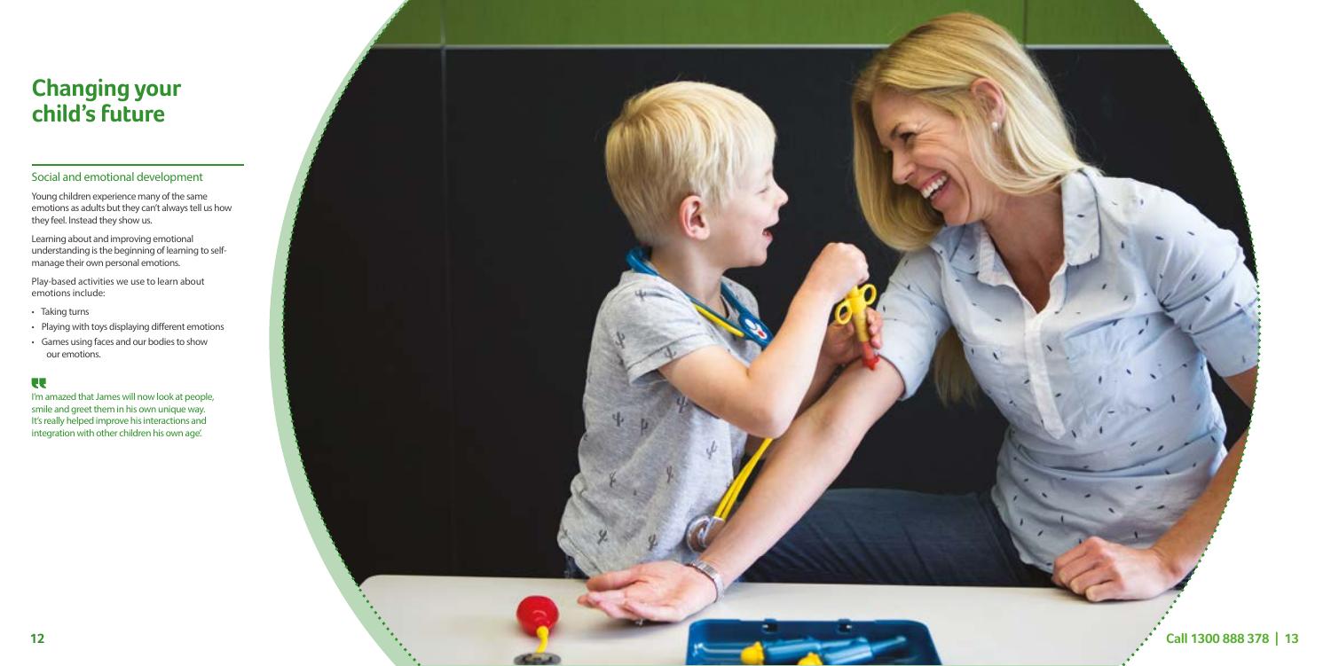# Changing your child's future

## Social and emotional development

Young children experience many of the same emotions as adults but they can't always tell us how they feel. Instead they show us.

Learning about and improving emotional understanding is the beginning of learning to self-manage their own personal emotions.

Play-based activities we use to learn about emotions include:

- Taking turns
- Playing with toys displaying different emotions
- Games using faces and our bodies to show our emotions.

> I'm amazed that James will now look at people, smile and greet them in his own unique way. It's really helped improve his interactions and integration with other children his own age.'

**Call 1300 888 378**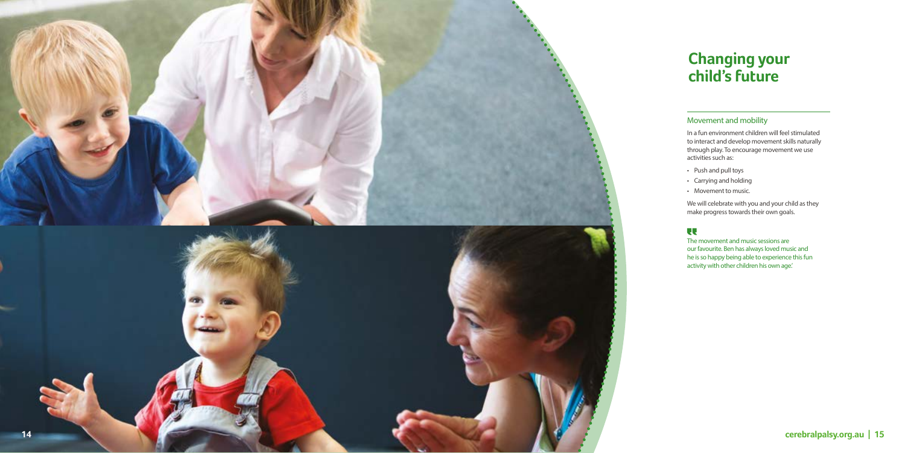# Changing your child's future

## Movement and mobility

In a fun environment children will feel stimulated to interact and develop movement skills naturally through play. To encourage movement we use activities such as:

- Push and pull toys
- Carrying and holding
- Movement to music.

We will celebrate with you and your child as they make progress towards their own goals.

"

The movement and music sessions are our favourite. Ben has always loved music and he is so happy being able to experience this fun activity with other children his own age.'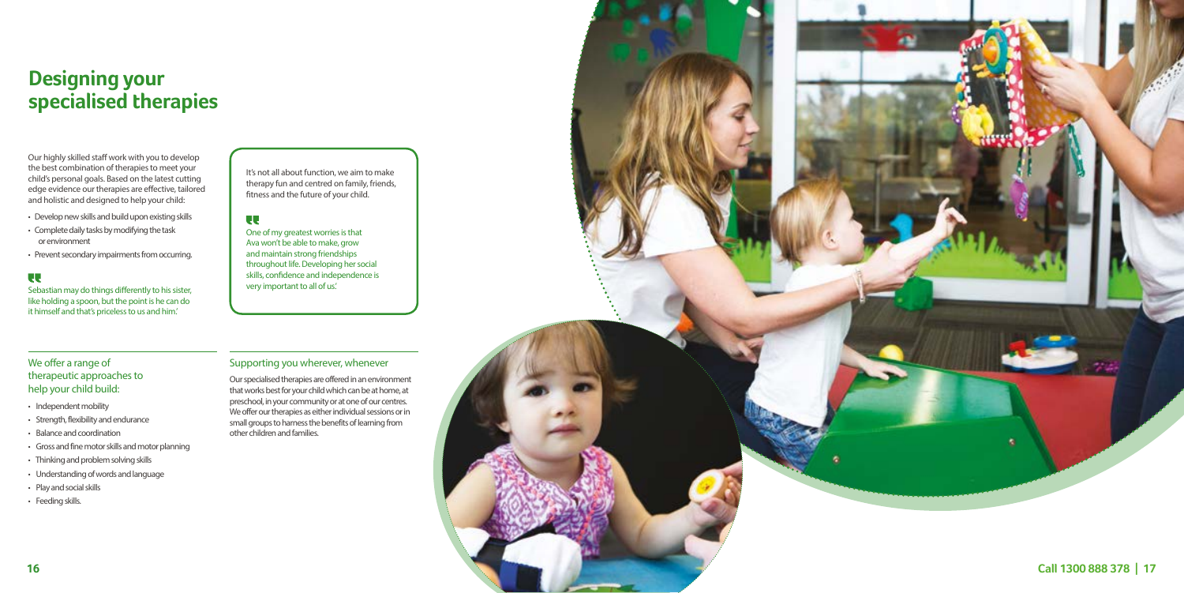# Designing your specialised therapies

Our highly skilled staff work with you to develop the best combination of therapies to meet your child's personal goals. Based on the latest cutting edge evidence our therapies are effective, tailored and holistic and designed to help your child:

- Develop new skills and build upon existing skills
- Complete daily tasks by modifying the task or environment
- Prevent secondary impairments from occurring.

Sebastian may do things differently to his sister, like holding a spoon, but the point is he can do it himself and that's priceless to us and him.'

It's not all about function, we aim to make therapy fun and centred on family, friends, fitness and the future of your child.

One of my greatest worries is that Ava won't be able to make, grow and maintain strong friendships throughout life. Developing her social skills, confidence and independence is very important to all of us.'

## We offer a range of therapeutic approaches to help your child build:

- Independent mobility
- Strength, flexibility and endurance
- Balance and coordination
- Gross and fine motor skills and motor planning
- Thinking and problem solving skills
- Understanding of words and language
- Play and social skills
- Feeding skills.

## Supporting you wherever, whenever

Our specialised therapies are offered in an environment that works best for your child which can be at home, at preschool, in your community or at one of our centres. We offer our therapies as either individual sessions or in small groups to harness the benefits of learning from other children and families.

**Call 1300 888 378**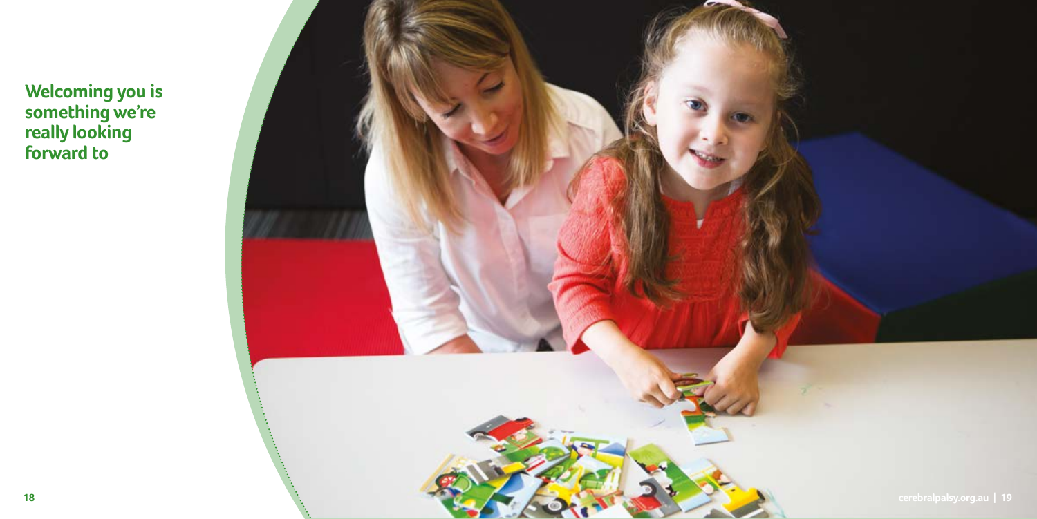**Welcoming you is something we're really looking forward to**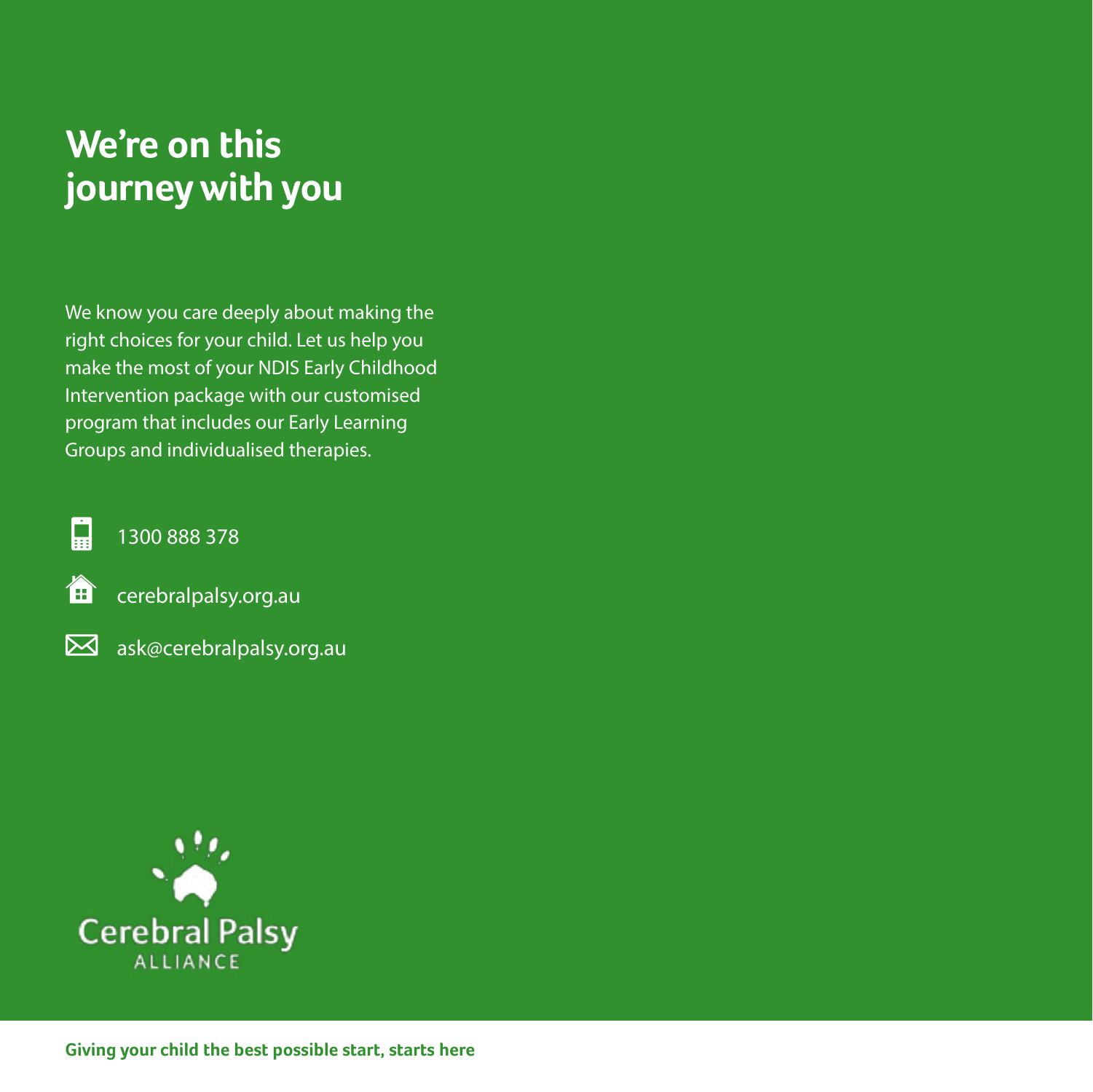# We're on this journey with you

We know you care deeply about making the right choices for your child. Let us help you make the most of your NDIS Early Childhood Intervention package with our customised program that includes our Early Learning Groups and individualised therapies.

1300 888 378

cerebralpalsy.org.au

ask@cerebralpalsy.org.au

Cerebral Palsy ALLIANCE

**Giving your child the best possible start, starts here**